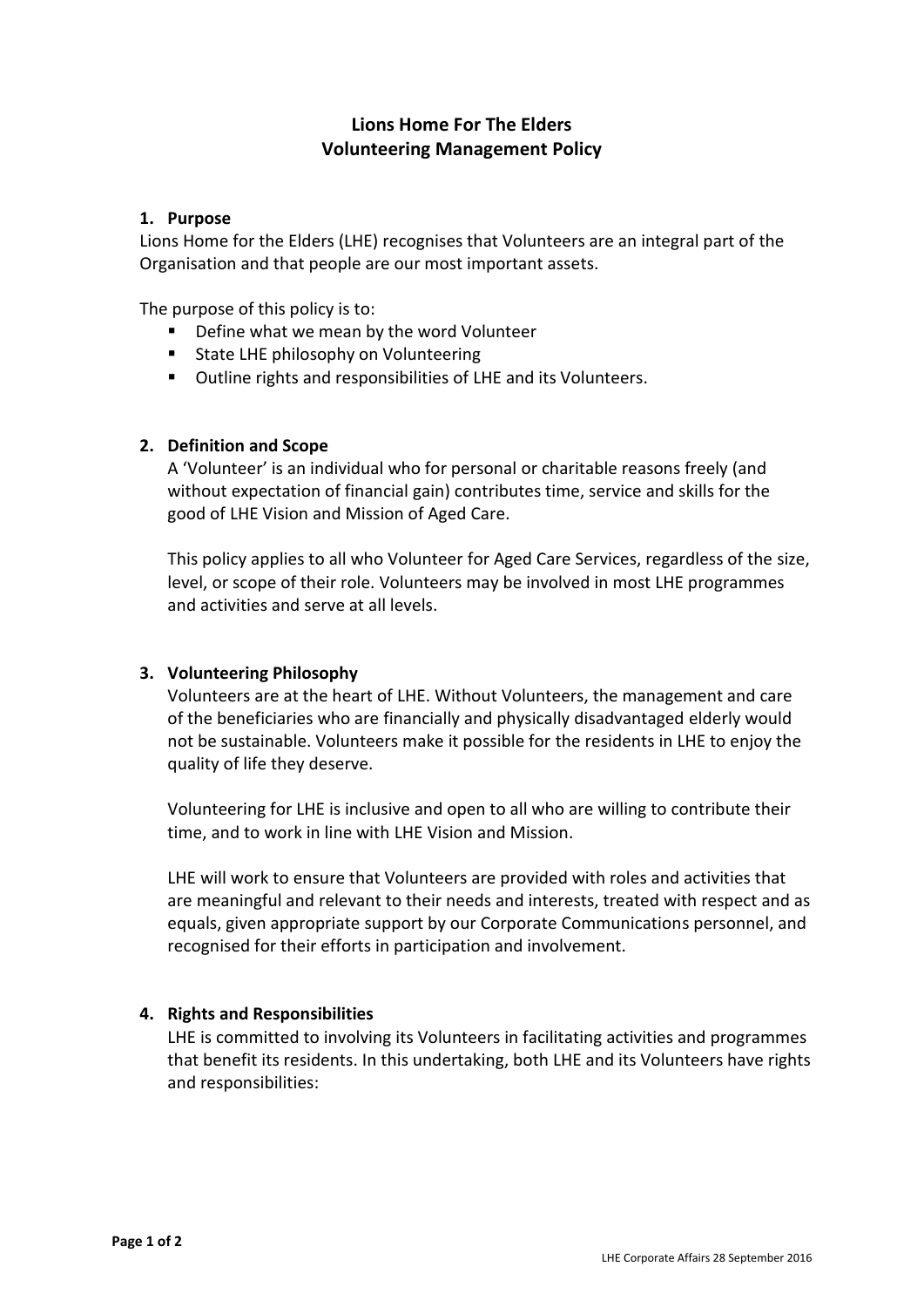# Lions Home For The Elders
# Volunteering Management Policy

## 1. Purpose

Lions Home for the Elders (LHE) recognises that Volunteers are an integral part of the Organisation and that people are our most important assets.

The purpose of this policy is to:

- Define what we mean by the word Volunteer
- State LHE philosophy on Volunteering
- Outline rights and responsibilities of LHE and its Volunteers.

## 2. Definition and Scope

A 'Volunteer' is an individual who for personal or charitable reasons freely (and without expectation of financial gain) contributes time, service and skills for the good of LHE Vision and Mission of Aged Care.

This policy applies to all who Volunteer for Aged Care Services, regardless of the size, level, or scope of their role. Volunteers may be involved in most LHE programmes and activities and serve at all levels.

## 3. Volunteering Philosophy

Volunteers are at the heart of LHE. Without Volunteers, the management and care of the beneficiaries who are financially and physically disadvantaged elderly would not be sustainable. Volunteers make it possible for the residents in LHE to enjoy the quality of life they deserve.

Volunteering for LHE is inclusive and open to all who are willing to contribute their time, and to work in line with LHE Vision and Mission.

LHE will work to ensure that Volunteers are provided with roles and activities that are meaningful and relevant to their needs and interests, treated with respect and as equals, given appropriate support by our Corporate Communications personnel, and recognised for their efforts in participation and involvement.

## 4. Rights and Responsibilities

LHE is committed to involving its Volunteers in facilitating activities and programmes that benefit its residents. In this undertaking, both LHE and its Volunteers have rights and responsibilities: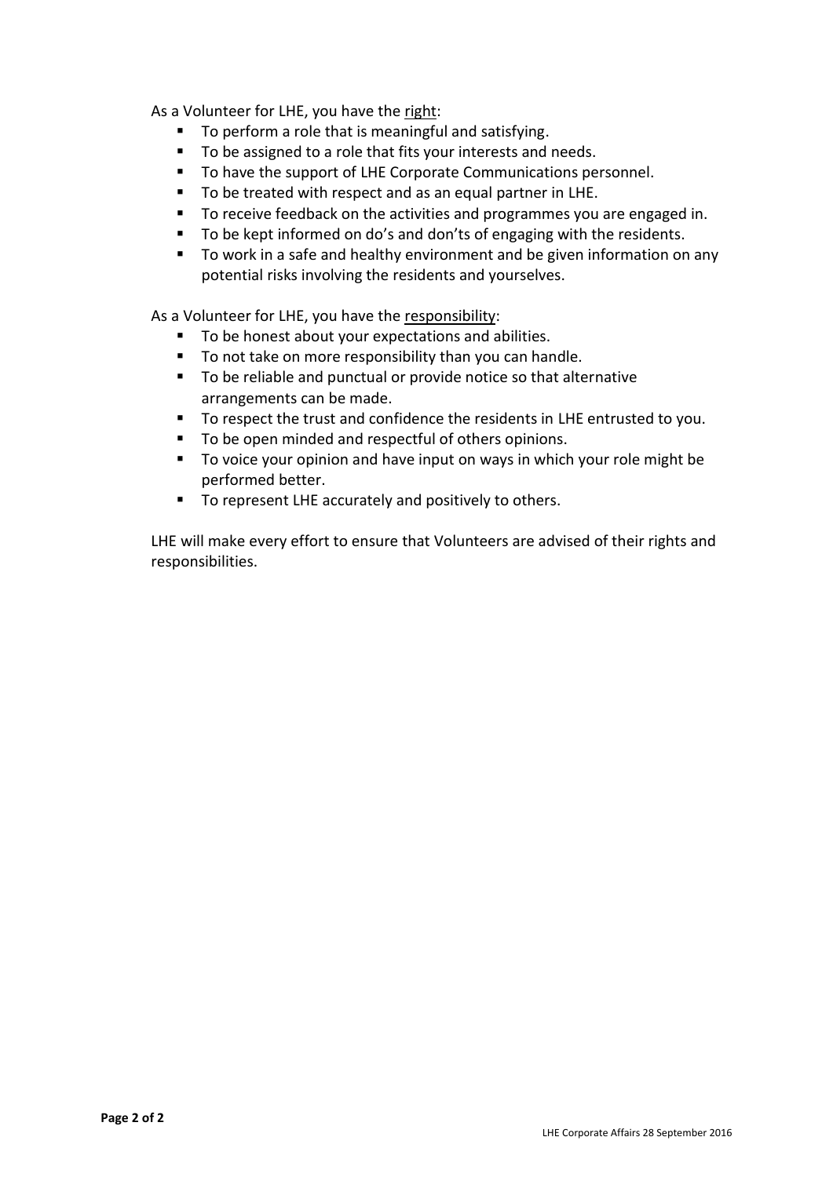As a Volunteer for LHE, you have the <u>right</u>:

- To perform a role that is meaningful and satisfying.
- To be assigned to a role that fits your interests and needs.
- To have the support of LHE Corporate Communications personnel.
- To be treated with respect and as an equal partner in LHE.
- To receive feedback on the activities and programmes you are engaged in.
- To be kept informed on do's and don'ts of engaging with the residents.
- To work in a safe and healthy environment and be given information on any potential risks involving the residents and yourselves.

As a Volunteer for LHE, you have the <u>responsibility</u>:

- To be honest about your expectations and abilities.
- To not take on more responsibility than you can handle.
- To be reliable and punctual or provide notice so that alternative arrangements can be made.
- To respect the trust and confidence the residents in LHE entrusted to you.
- To be open minded and respectful of others opinions.
- To voice your opinion and have input on ways in which your role might be performed better.
- To represent LHE accurately and positively to others.

LHE will make every effort to ensure that Volunteers are advised of their rights and responsibilities.